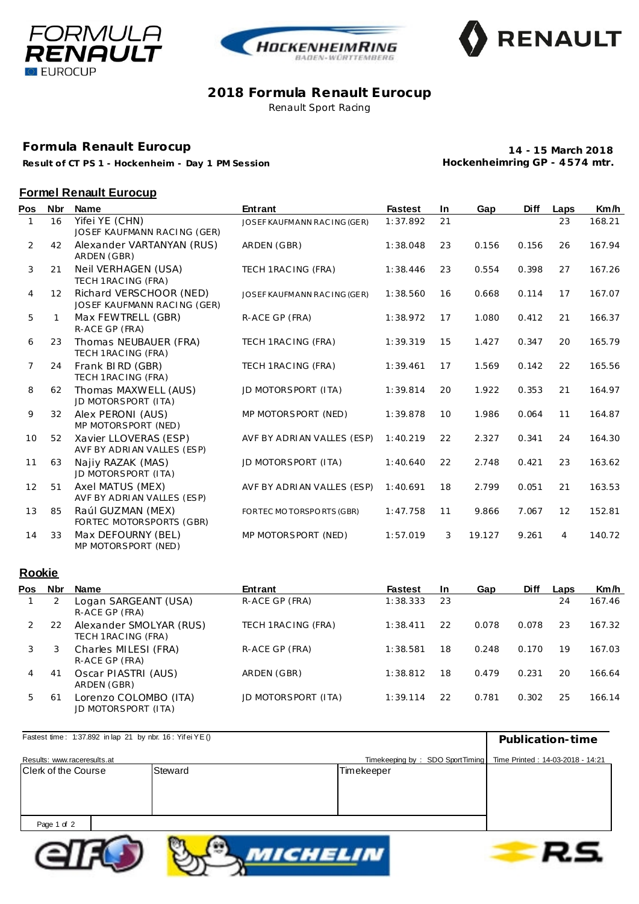# 2018 Formula Renault Eurocup

Renault Sport Racing

## Formula Renault Eurocup

**Result of CT PS 1 - Hockenheim - Day 1 PM Session**

**14 - 15 March 2018**
**Hockenheimring GP - 4574 mtr.**

### Formel Renault Eurocup

| Pos | Nbr | Name | Entrant | Fastest | In | Gap | Diff | Laps | Km/h |
|---|---|---|---|---|---|---|---|---|---|
| 1 | 16 | Yifei YE (CHN) JOSEF KAUFMANN RACING (GER) | JOSEF KAUFMANN RACING (GER) | 1:37.892 | 21 | | | 23 | 168.21 |
| 2 | 42 | Alexander VARTANYAN (RUS) ARDEN (GBR) | ARDEN (GBR) | 1:38.048 | 23 | 0.156 | 0.156 | 26 | 167.94 |
| 3 | 21 | Neil VERHAGEN (USA) TECH 1RACING (FRA) | TECH 1RACING (FRA) | 1:38.446 | 23 | 0.554 | 0.398 | 27 | 167.26 |
| 4 | 12 | Richard VERSCHOOR (NED) JOSEF KAUFMANN RACING (GER) | JOSEF KAUFMANN RACING (GER) | 1:38.560 | 16 | 0.668 | 0.114 | 17 | 167.07 |
| 5 | 1 | Max FEWTRELL (GBR) R-ACE GP (FRA) | R-ACE GP (FRA) | 1:38.972 | 17 | 1.080 | 0.412 | 21 | 166.37 |
| 6 | 23 | Thomas NEUBAUER (FRA) TECH 1RACING (FRA) | TECH 1RACING (FRA) | 1:39.319 | 15 | 1.427 | 0.347 | 20 | 165.79 |
| 7 | 24 | Frank BIRD (GBR) TECH 1RACING (FRA) | TECH 1RACING (FRA) | 1:39.461 | 17 | 1.569 | 0.142 | 22 | 165.56 |
| 8 | 62 | Thomas MAXWELL (AUS) JD MOTORSPORT (ITA) | JD MOTORSPORT (ITA) | 1:39.814 | 20 | 1.922 | 0.353 | 21 | 164.97 |
| 9 | 32 | Alex PERONI (AUS) MP MOTORSPORT (NED) | MP MOTORSPORT (NED) | 1:39.878 | 10 | 1.986 | 0.064 | 11 | 164.87 |
| 10 | 52 | Xavier LLOVERAS (ESP) AVF BY ADRIAN VALLES (ESP) | AVF BY ADRIAN VALLES (ESP) | 1:40.219 | 22 | 2.327 | 0.341 | 24 | 164.30 |
| 11 | 63 | Najiy RAZAK (MAS) JD MOTORSPORT (ITA) | JD MOTORSPORT (ITA) | 1:40.640 | 22 | 2.748 | 0.421 | 23 | 163.62 |
| 12 | 51 | Axel MATUS (MEX) AVF BY ADRIAN VALLES (ESP) | AVF BY ADRIAN VALLES (ESP) | 1:40.691 | 18 | 2.799 | 0.051 | 21 | 163.53 |
| 13 | 85 | Raúl GUZMAN (MEX) FORTEC MOTORSPORTS (GBR) | FORTEC MOTORSPORTS (GBR) | 1:47.758 | 11 | 9.866 | 7.067 | 12 | 152.81 |
| 14 | 33 | Max DEFOURNY (BEL) MP MOTORSPORT (NED) | MP MOTORSPORT (NED) | 1:57.019 | 3 | 19.127 | 9.261 | 4 | 140.72 |

### Rookie

| Pos | Nbr | Name | Entrant | Fastest | In | Gap | Diff | Laps | Km/h |
|---|---|---|---|---|---|---|---|---|---|
| 1 | 2 | Logan SARGEANT (USA) R-ACE GP (FRA) | R-ACE GP (FRA) | 1:38.333 | 23 | | | 24 | 167.46 |
| 2 | 22 | Alexander SMOLYAR (RUS) TECH 1RACING (FRA) | TECH 1RACING (FRA) | 1:38.411 | 22 | 0.078 | 0.078 | 23 | 167.32 |
| 3 | 3 | Charles MILESI (FRA) R-ACE GP (FRA) | R-ACE GP (FRA) | 1:38.581 | 18 | 0.248 | 0.170 | 19 | 167.03 |
| 4 | 41 | Oscar PIASTRI (AUS) ARDEN (GBR) | ARDEN (GBR) | 1:38.812 | 18 | 0.479 | 0.231 | 20 | 166.64 |
| 5 | 61 | Lorenzo COLOMBO (ITA) JD MOTORSPORT (ITA) | JD MOTORSPORT (ITA) | 1:39.114 | 22 | 0.781 | 0.302 | 25 | 166.14 |

Fastest time : 1:37.892 in lap 21 by nbr. 16 : Yifei YE ()

**Publication-time**

Results: www.raceresults.at

Timekeeping by : SDO SportTiming

Time Printed : 14-03-2018 - 14:21

| Clerk of the Course | Steward | Timekeeper | |
|---|---|---|---|
| | | | |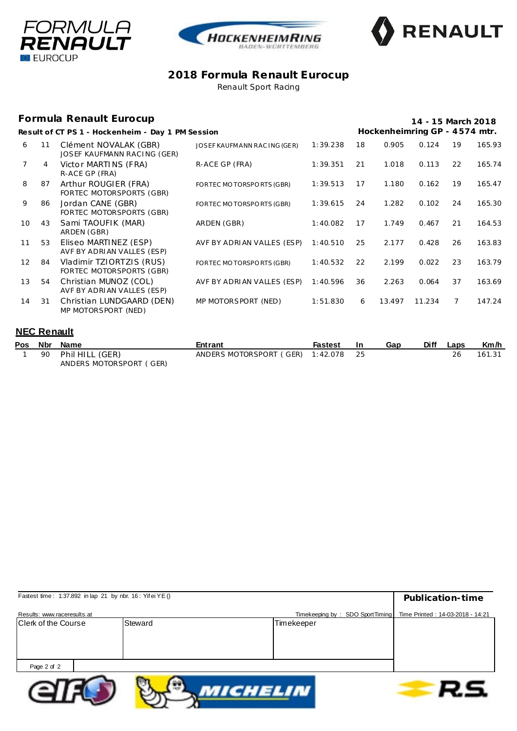# 2018 Formula Renault Eurocup

Renault Sport Racing

## Formula Renault Eurocup

**14 - 15 March 2018**

**Result of CT PS 1 - Hockenheim - Day 1 PM Session**

**Hockenheimring GP - 4574 mtr.**

| Pos | Nbr | Name | Entrant | Fastest | In | Gap | Diff | Laps | Km/h |
|---|---|---|---|---|---|---|---|---|---|
| 6 | 11 | Clément NOVALAK (GBR) JOSEF KAUFMANN RACING (GER) | JOSEF KAUFMANN RACING (GER) | 1:39.238 | 18 | 0.905 | 0.124 | 19 | 165.93 |
| 7 | 4 | Victor MARTINS (FRA) R-ACE GP (FRA) | R-ACE GP (FRA) | 1:39.351 | 21 | 1.018 | 0.113 | 22 | 165.74 |
| 8 | 87 | Arthur ROUGIER (FRA) FORTEC MOTORSPORTS (GBR) | FORTEC MOTORSPORTS (GBR) | 1:39.513 | 17 | 1.180 | 0.162 | 19 | 165.47 |
| 9 | 86 | Jordan CANE (GBR) FORTEC MOTORSPORTS (GBR) | FORTEC MOTORSPORTS (GBR) | 1:39.615 | 24 | 1.282 | 0.102 | 24 | 165.30 |
| 10 | 43 | Sami TAOUFIK (MAR) ARDEN (GBR) | ARDEN (GBR) | 1:40.082 | 17 | 1.749 | 0.467 | 21 | 164.53 |
| 11 | 53 | Eliseo MARTINEZ (ESP) AVF BY ADRIAN VALLES (ESP) | AVF BY ADRIAN VALLES (ESP) | 1:40.510 | 25 | 2.177 | 0.428 | 26 | 163.83 |
| 12 | 84 | Vladimir TZIORTZIS (RUS) FORTEC MOTORSPORTS (GBR) | FORTEC MOTORSPORTS (GBR) | 1:40.532 | 22 | 2.199 | 0.022 | 23 | 163.79 |
| 13 | 54 | Christian MUNOZ (COL) AVF BY ADRIAN VALLES (ESP) | AVF BY ADRIAN VALLES (ESP) | 1:40.596 | 36 | 2.263 | 0.064 | 37 | 163.69 |
| 14 | 31 | Christian LUNDGAARD (DEN) MP MOTORSPORT (NED) | MP MOTORSPORT (NED) | 1:51.830 | 6 | 13.497 | 11.234 | 7 | 147.24 |

## NEC Renault

| Pos | Nbr | Name | Entrant | Fastest | In | Gap | Diff | Laps | Km/h |
|---|---|---|---|---|---|---|---|---|---|
| 1 | 90 | Phil HILL (GER) ANDERS MOTORSPORT ( GER) | ANDERS MOTORSPORT ( GER) | 1:42.078 | 25 | | | 26 | 161.31 |

Fastest time : 1:37.892 in lap 21 by nbr. 16 : Yifei YE ()

**Publication-time**

Results: www.raceresults.at

Timekeeping by : SDO SportTiming

Time Printed : 14-03-2018 - 14:21

| Clerk of the Course | Steward | Timekeeper | |
|---|---|---|---|
| | | | |